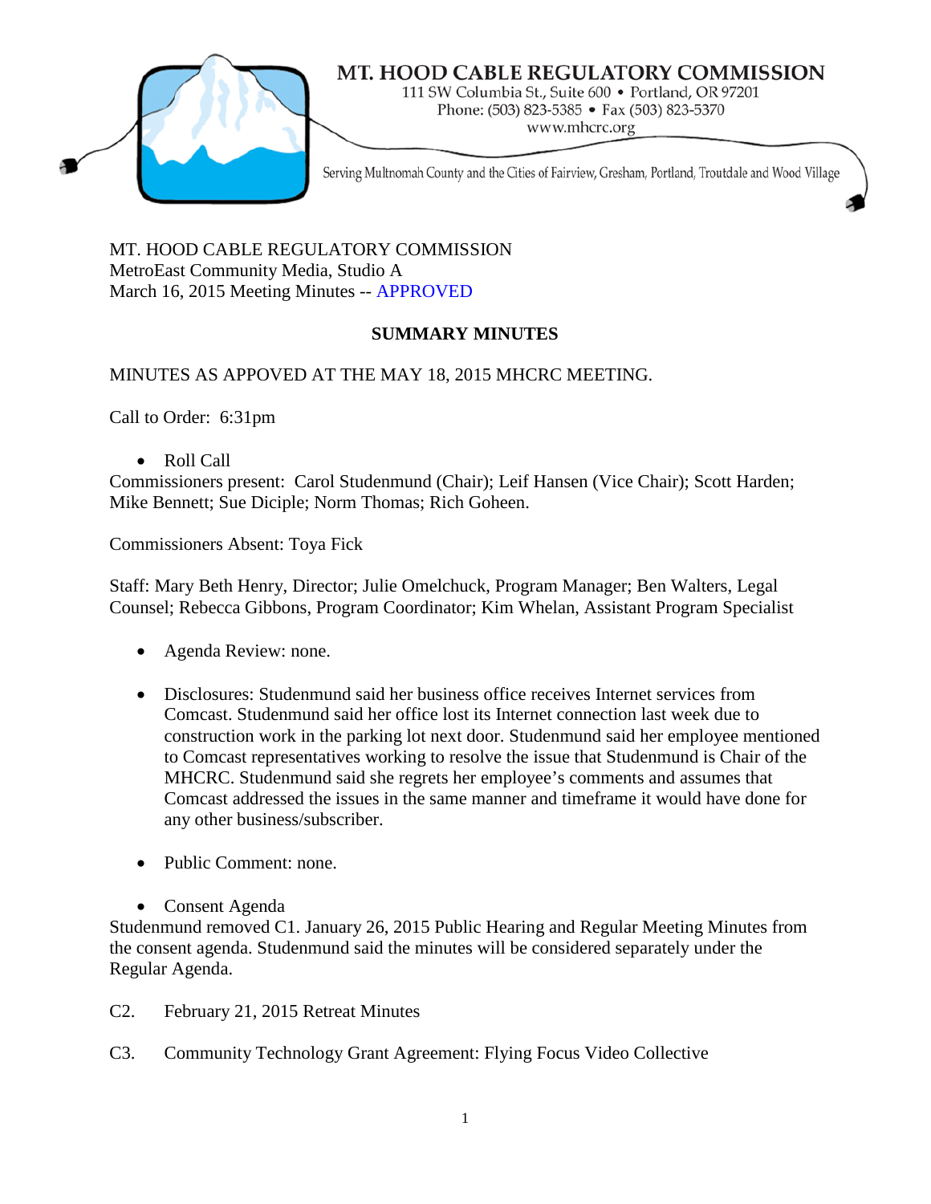# MT. HOOD CABLE REGULATORY COMMISSION

111 SW Columbia St., Suite 600 • Portland, OR 97201
Phone: (503) 823-5385 • Fax (503) 823-5370
www.mhcrc.org

Serving Multnomah County and the Cities of Fairview, Gresham, Portland, Troutdale and Wood Village

MT. HOOD CABLE REGULATORY COMMISSION
MetroEast Community Media, Studio A
March 16, 2015 Meeting Minutes -- APPROVED

## SUMMARY MINUTES

MINUTES AS APPOVED AT THE MAY 18, 2015 MHCRC MEETING.

Call to Order: 6:31pm

- Roll Call

Commissioners present: Carol Studenmund (Chair); Leif Hansen (Vice Chair); Scott Harden; Mike Bennett; Sue Diciple; Norm Thomas; Rich Goheen.

Commissioners Absent: Toya Fick

Staff: Mary Beth Henry, Director; Julie Omelchuck, Program Manager; Ben Walters, Legal Counsel; Rebecca Gibbons, Program Coordinator; Kim Whelan, Assistant Program Specialist

- Agenda Review: none.

- Disclosures: Studenmund said her business office receives Internet services from Comcast. Studenmund said her office lost its Internet connection last week due to construction work in the parking lot next door. Studenmund said her employee mentioned to Comcast representatives working to resolve the issue that Studenmund is Chair of the MHCRC. Studenmund said she regrets her employee's comments and assumes that Comcast addressed the issues in the same manner and timeframe it would have done for any other business/subscriber.

- Public Comment: none.

- Consent Agenda

Studenmund removed C1. January 26, 2015 Public Hearing and Regular Meeting Minutes from the consent agenda. Studenmund said the minutes will be considered separately under the Regular Agenda.

C2. February 21, 2015 Retreat Minutes

C3. Community Technology Grant Agreement: Flying Focus Video Collective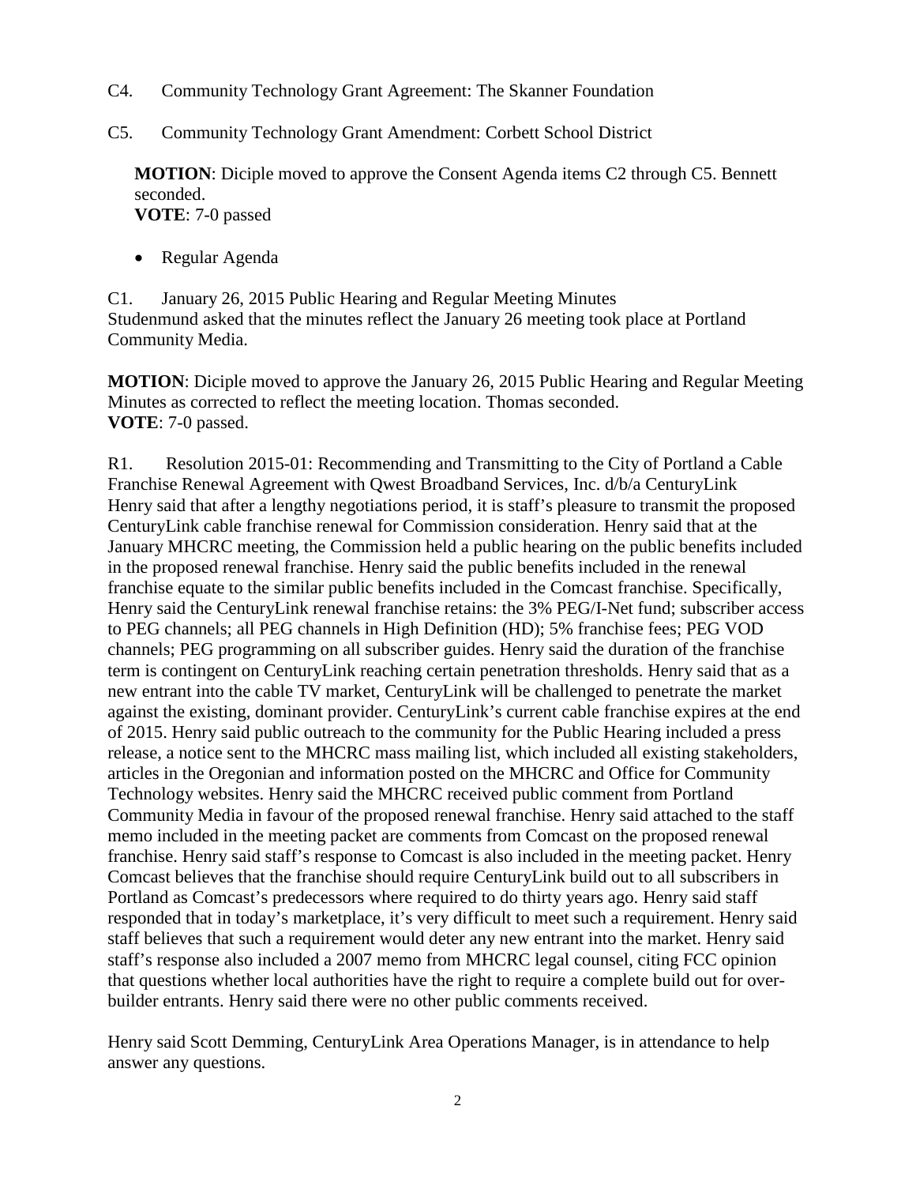C4. Community Technology Grant Agreement: The Skanner Foundation

C5. Community Technology Grant Amendment: Corbett School District

> **MOTION**: Diciple moved to approve the Consent Agenda items C2 through C5. Bennett seconded.
> **VOTE**: 7-0 passed

- Regular Agenda

C1. January 26, 2015 Public Hearing and Regular Meeting Minutes
Studenmund asked that the minutes reflect the January 26 meeting took place at Portland Community Media.

**MOTION**: Diciple moved to approve the January 26, 2015 Public Hearing and Regular Meeting Minutes as corrected to reflect the meeting location. Thomas seconded.
**VOTE**: 7-0 passed.

R1. Resolution 2015-01: Recommending and Transmitting to the City of Portland a Cable Franchise Renewal Agreement with Qwest Broadband Services, Inc. d/b/a CenturyLink
Henry said that after a lengthy negotiations period, it is staff's pleasure to transmit the proposed CenturyLink cable franchise renewal for Commission consideration. Henry said that at the January MHCRC meeting, the Commission held a public hearing on the public benefits included in the proposed renewal franchise. Henry said the public benefits included in the renewal franchise equate to the similar public benefits included in the Comcast franchise. Specifically, Henry said the CenturyLink renewal franchise retains: the 3% PEG/I-Net fund; subscriber access to PEG channels; all PEG channels in High Definition (HD); 5% franchise fees; PEG VOD channels; PEG programming on all subscriber guides. Henry said the duration of the franchise term is contingent on CenturyLink reaching certain penetration thresholds. Henry said that as a new entrant into the cable TV market, CenturyLink will be challenged to penetrate the market against the existing, dominant provider. CenturyLink's current cable franchise expires at the end of 2015. Henry said public outreach to the community for the Public Hearing included a press release, a notice sent to the MHCRC mass mailing list, which included all existing stakeholders, articles in the Oregonian and information posted on the MHCRC and Office for Community Technology websites. Henry said the MHCRC received public comment from Portland Community Media in favour of the proposed renewal franchise. Henry said attached to the staff memo included in the meeting packet are comments from Comcast on the proposed renewal franchise. Henry said staff's response to Comcast is also included in the meeting packet. Henry Comcast believes that the franchise should require CenturyLink build out to all subscribers in Portland as Comcast's predecessors where required to do thirty years ago. Henry said staff responded that in today's marketplace, it's very difficult to meet such a requirement. Henry said staff believes that such a requirement would deter any new entrant into the market. Henry said staff's response also included a 2007 memo from MHCRC legal counsel, citing FCC opinion that questions whether local authorities have the right to require a complete build out for over-builder entrants. Henry said there were no other public comments received.

Henry said Scott Demming, CenturyLink Area Operations Manager, is in attendance to help answer any questions.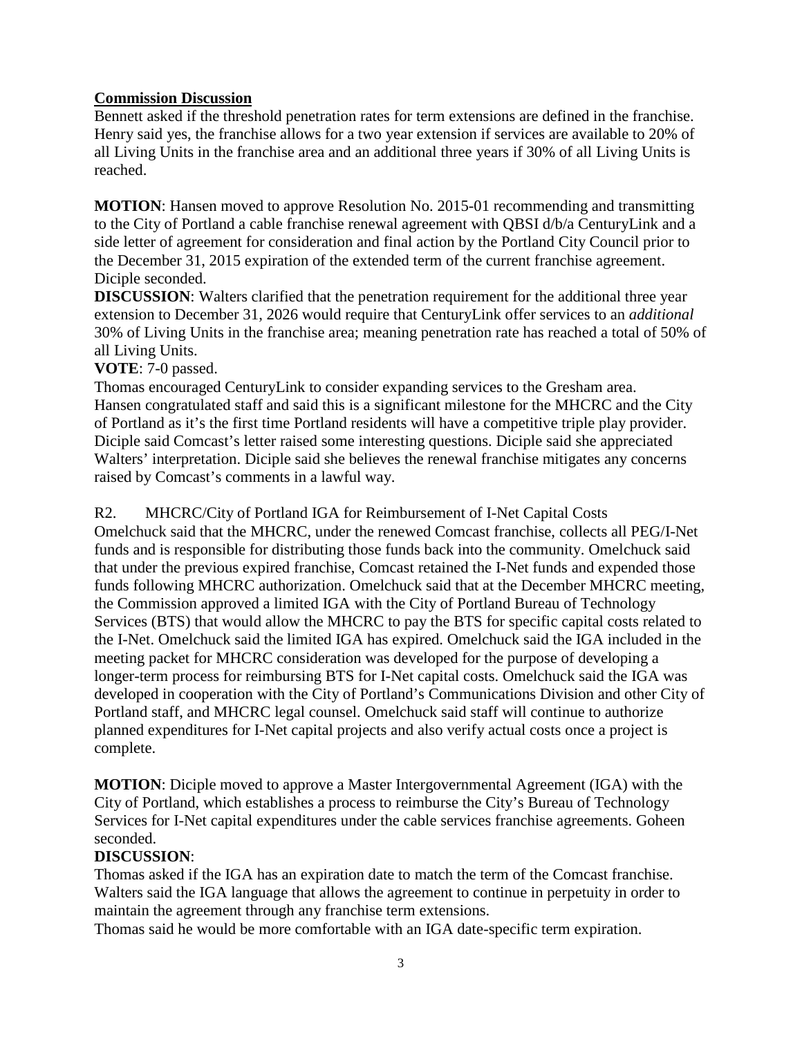**Commission Discussion**

Bennett asked if the threshold penetration rates for term extensions are defined in the franchise. Henry said yes, the franchise allows for a two year extension if services are available to 20% of all Living Units in the franchise area and an additional three years if 30% of all Living Units is reached.

**MOTION**: Hansen moved to approve Resolution No. 2015-01 recommending and transmitting to the City of Portland a cable franchise renewal agreement with QBSI d/b/a CenturyLink and a side letter of agreement for consideration and final action by the Portland City Council prior to the December 31, 2015 expiration of the extended term of the current franchise agreement. Diciple seconded.

**DISCUSSION**: Walters clarified that the penetration requirement for the additional three year extension to December 31, 2026 would require that CenturyLink offer services to an *additional* 30% of Living Units in the franchise area; meaning penetration rate has reached a total of 50% of all Living Units.

**VOTE**: 7-0 passed.

Thomas encouraged CenturyLink to consider expanding services to the Gresham area.

Hansen congratulated staff and said this is a significant milestone for the MHCRC and the City of Portland as it's the first time Portland residents will have a competitive triple play provider.

Diciple said Comcast's letter raised some interesting questions. Diciple said she appreciated Walters' interpretation. Diciple said she believes the renewal franchise mitigates any concerns raised by Comcast's comments in a lawful way.

R2. MHCRC/City of Portland IGA for Reimbursement of I-Net Capital Costs

Omelchuck said that the MHCRC, under the renewed Comcast franchise, collects all PEG/I-Net funds and is responsible for distributing those funds back into the community. Omelchuck said that under the previous expired franchise, Comcast retained the I-Net funds and expended those funds following MHCRC authorization. Omelchuck said that at the December MHCRC meeting, the Commission approved a limited IGA with the City of Portland Bureau of Technology Services (BTS) that would allow the MHCRC to pay the BTS for specific capital costs related to the I-Net. Omelchuck said the limited IGA has expired. Omelchuck said the IGA included in the meeting packet for MHCRC consideration was developed for the purpose of developing a longer-term process for reimbursing BTS for I-Net capital costs. Omelchuck said the IGA was developed in cooperation with the City of Portland's Communications Division and other City of Portland staff, and MHCRC legal counsel. Omelchuck said staff will continue to authorize planned expenditures for I-Net capital projects and also verify actual costs once a project is complete.

**MOTION**: Diciple moved to approve a Master Intergovernmental Agreement (IGA) with the City of Portland, which establishes a process to reimburse the City's Bureau of Technology Services for I-Net capital expenditures under the cable services franchise agreements. Goheen seconded.

**DISCUSSION**:

Thomas asked if the IGA has an expiration date to match the term of the Comcast franchise.

Walters said the IGA language that allows the agreement to continue in perpetuity in order to maintain the agreement through any franchise term extensions.

Thomas said he would be more comfortable with an IGA date-specific term expiration.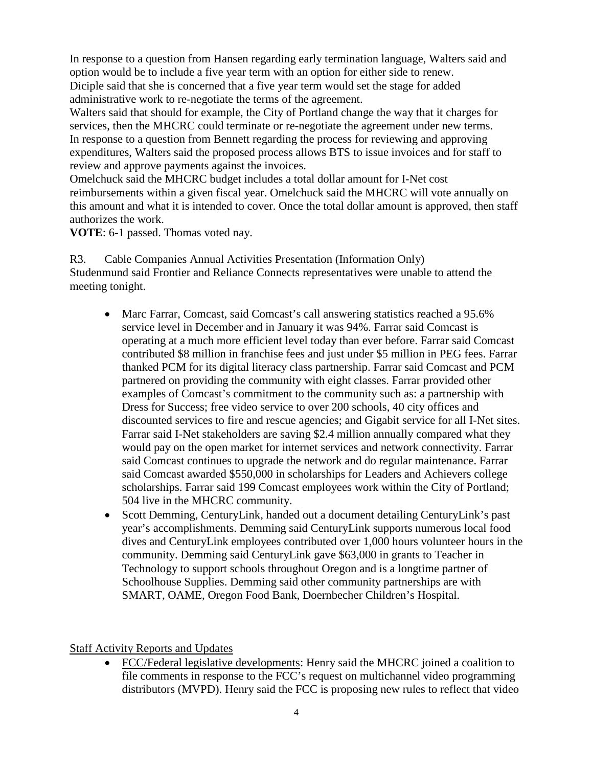In response to a question from Hansen regarding early termination language, Walters said and option would be to include a five year term with an option for either side to renew.
Diciple said that she is concerned that a five year term would set the stage for added administrative work to re-negotiate the terms of the agreement.
Walters said that should for example, the City of Portland change the way that it charges for services, then the MHCRC could terminate or re-negotiate the agreement under new terms.
In response to a question from Bennett regarding the process for reviewing and approving expenditures, Walters said the proposed process allows BTS to issue invoices and for staff to review and approve payments against the invoices.
Omelchuck said the MHCRC budget includes a total dollar amount for I-Net cost reimbursements within a given fiscal year. Omelchuck said the MHCRC will vote annually on this amount and what it is intended to cover. Once the total dollar amount is approved, then staff authorizes the work.
**VOTE**: 6-1 passed. Thomas voted nay.

R3. Cable Companies Annual Activities Presentation (Information Only)
Studenmund said Frontier and Reliance Connects representatives were unable to attend the meeting tonight.

- Marc Farrar, Comcast, said Comcast's call answering statistics reached a 95.6% service level in December and in January it was 94%. Farrar said Comcast is operating at a much more efficient level today than ever before. Farrar said Comcast contributed $8 million in franchise fees and just under $5 million in PEG fees. Farrar thanked PCM for its digital literacy class partnership. Farrar said Comcast and PCM partnered on providing the community with eight classes. Farrar provided other examples of Comcast's commitment to the community such as: a partnership with Dress for Success; free video service to over 200 schools, 40 city offices and discounted services to fire and rescue agencies; and Gigabit service for all I-Net sites. Farrar said I-Net stakeholders are saving $2.4 million annually compared what they would pay on the open market for internet services and network connectivity. Farrar said Comcast continues to upgrade the network and do regular maintenance. Farrar said Comcast awarded $550,000 in scholarships for Leaders and Achievers college scholarships. Farrar said 199 Comcast employees work within the City of Portland; 504 live in the MHCRC community.
- Scott Demming, CenturyLink, handed out a document detailing CenturyLink's past year's accomplishments. Demming said CenturyLink supports numerous local food dives and CenturyLink employees contributed over 1,000 hours volunteer hours in the community. Demming said CenturyLink gave $63,000 in grants to Teacher in Technology to support schools throughout Oregon and is a longtime partner of Schoolhouse Supplies. Demming said other community partnerships are with SMART, OAME, Oregon Food Bank, Doernbecher Children's Hospital.

Staff Activity Reports and Updates

- FCC/Federal legislative developments: Henry said the MHCRC joined a coalition to file comments in response to the FCC's request on multichannel video programming distributors (MVPD). Henry said the FCC is proposing new rules to reflect that video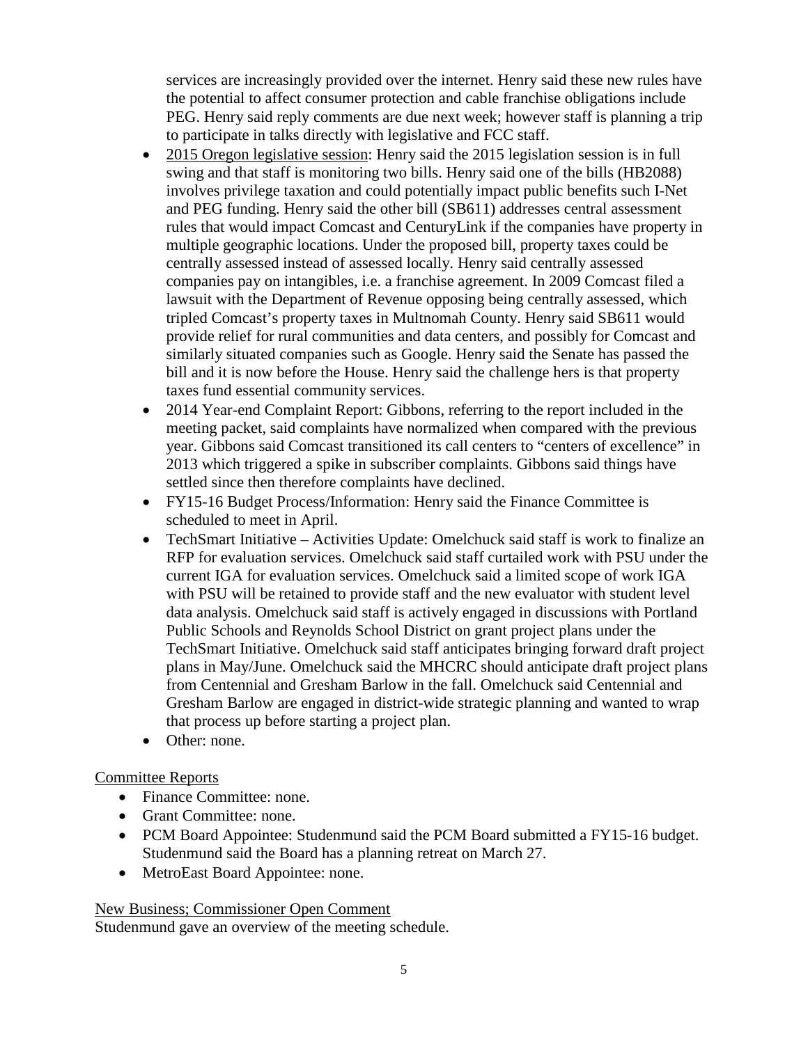services are increasingly provided over the internet. Henry said these new rules have the potential to affect consumer protection and cable franchise obligations include PEG. Henry said reply comments are due next week; however staff is planning a trip to participate in talks directly with legislative and FCC staff.

- 2015 Oregon legislative session: Henry said the 2015 legislation session is in full swing and that staff is monitoring two bills. Henry said one of the bills (HB2088) involves privilege taxation and could potentially impact public benefits such I-Net and PEG funding. Henry said the other bill (SB611) addresses central assessment rules that would impact Comcast and CenturyLink if the companies have property in multiple geographic locations. Under the proposed bill, property taxes could be centrally assessed instead of assessed locally. Henry said centrally assessed companies pay on intangibles, i.e. a franchise agreement. In 2009 Comcast filed a lawsuit with the Department of Revenue opposing being centrally assessed, which tripled Comcast's property taxes in Multnomah County. Henry said SB611 would provide relief for rural communities and data centers, and possibly for Comcast and similarly situated companies such as Google. Henry said the Senate has passed the bill and it is now before the House. Henry said the challenge hers is that property taxes fund essential community services.
- 2014 Year-end Complaint Report: Gibbons, referring to the report included in the meeting packet, said complaints have normalized when compared with the previous year. Gibbons said Comcast transitioned its call centers to "centers of excellence" in 2013 which triggered a spike in subscriber complaints. Gibbons said things have settled since then therefore complaints have declined.
- FY15-16 Budget Process/Information: Henry said the Finance Committee is scheduled to meet in April.
- TechSmart Initiative – Activities Update: Omelchuck said staff is work to finalize an RFP for evaluation services. Omelchuck said staff curtailed work with PSU under the current IGA for evaluation services. Omelchuck said a limited scope of work IGA with PSU will be retained to provide staff and the new evaluator with student level data analysis. Omelchuck said staff is actively engaged in discussions with Portland Public Schools and Reynolds School District on grant project plans under the TechSmart Initiative. Omelchuck said staff anticipates bringing forward draft project plans in May/June. Omelchuck said the MHCRC should anticipate draft project plans from Centennial and Gresham Barlow in the fall. Omelchuck said Centennial and Gresham Barlow are engaged in district-wide strategic planning and wanted to wrap that process up before starting a project plan.
- Other: none.

Committee Reports

- Finance Committee: none.
- Grant Committee: none.
- PCM Board Appointee: Studenmund said the PCM Board submitted a FY15-16 budget. Studenmund said the Board has a planning retreat on March 27.
- MetroEast Board Appointee: none.

New Business; Commissioner Open Comment

Studenmund gave an overview of the meeting schedule.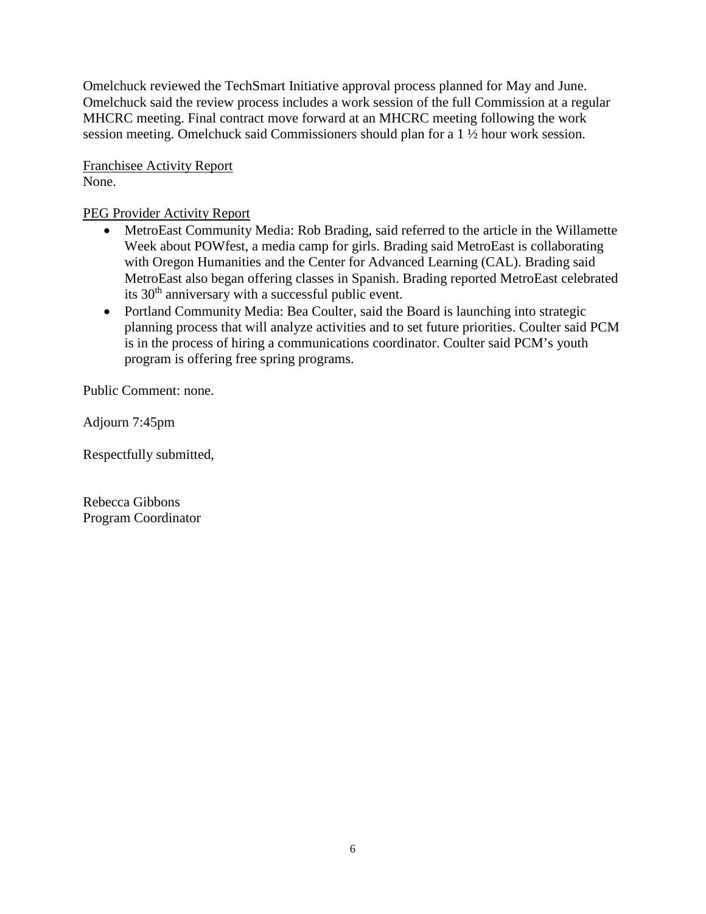Omelchuck reviewed the TechSmart Initiative approval process planned for May and June. Omelchuck said the review process includes a work session of the full Commission at a regular MHCRC meeting. Final contract move forward at an MHCRC meeting following the work session meeting. Omelchuck said Commissioners should plan for a 1 ½ hour work session.

<u>Franchisee Activity Report</u>
None.

<u>PEG Provider Activity Report</u>

- MetroEast Community Media: Rob Brading, said referred to the article in the Willamette Week about POWfest, a media camp for girls. Brading said MetroEast is collaborating with Oregon Humanities and the Center for Advanced Learning (CAL). Brading said MetroEast also began offering classes in Spanish. Brading reported MetroEast celebrated its 30th anniversary with a successful public event.
- Portland Community Media: Bea Coulter, said the Board is launching into strategic planning process that will analyze activities and to set future priorities. Coulter said PCM is in the process of hiring a communications coordinator. Coulter said PCM's youth program is offering free spring programs.

Public Comment: none.

Adjourn 7:45pm

Respectfully submitted,

Rebecca Gibbons
Program Coordinator